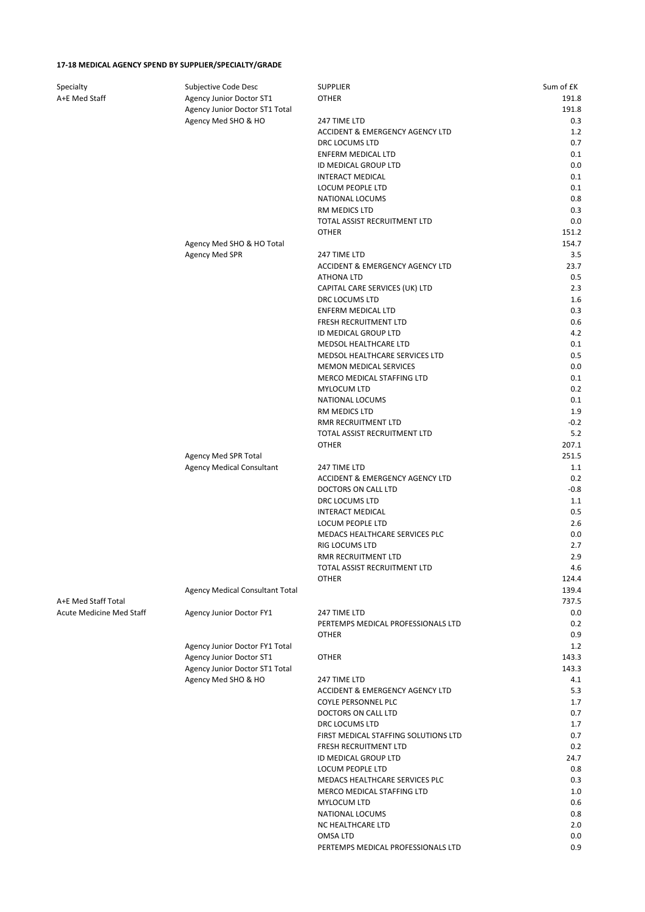**17-18 MEDICAL AGENCY SPEND BY SUPPLIER/SPECIALTY/GRADE**

| Specialty | Subjective Code Desc | SUPPLIER | Sum of £K |
|---|---|---|---|
| A+E Med Staff | Agency Junior Doctor ST1 | OTHER | 191.8 |
| | Agency Junior Doctor ST1 Total | | 191.8 |
| | Agency Med SHO & HO | 247 TIME LTD | 0.3 |
| | | ACCIDENT & EMERGENCY AGENCY LTD | 1.2 |
| | | DRC LOCUMS LTD | 0.7 |
| | | ENFERM MEDICAL LTD | 0.1 |
| | | ID MEDICAL GROUP LTD | 0.0 |
| | | INTERACT MEDICAL | 0.1 |
| | | LOCUM PEOPLE LTD | 0.1 |
| | | NATIONAL LOCUMS | 0.8 |
| | | RM MEDICS LTD | 0.3 |
| | | TOTAL ASSIST RECRUITMENT LTD | 0.0 |
| | | OTHER | 151.2 |
| | Agency Med SHO & HO Total | | 154.7 |
| | Agency Med SPR | 247 TIME LTD | 3.5 |
| | | ACCIDENT & EMERGENCY AGENCY LTD | 23.7 |
| | | ATHONA LTD | 0.5 |
| | | CAPITAL CARE SERVICES (UK) LTD | 2.3 |
| | | DRC LOCUMS LTD | 1.6 |
| | | ENFERM MEDICAL LTD | 0.3 |
| | | FRESH RECRUITMENT LTD | 0.6 |
| | | ID MEDICAL GROUP LTD | 4.2 |
| | | MEDSOL HEALTHCARE LTD | 0.1 |
| | | MEDSOL HEALTHCARE SERVICES LTD | 0.5 |
| | | MEMON MEDICAL SERVICES | 0.0 |
| | | MERCO MEDICAL STAFFING LTD | 0.1 |
| | | MYLOCUM LTD | 0.2 |
| | | NATIONAL LOCUMS | 0.1 |
| | | RM MEDICS LTD | 1.9 |
| | | RMR RECRUITMENT LTD | -0.2 |
| | | TOTAL ASSIST RECRUITMENT LTD | 5.2 |
| | | OTHER | 207.1 |
| | Agency Med SPR Total | | 251.5 |
| | Agency Medical Consultant | 247 TIME LTD | 1.1 |
| | | ACCIDENT & EMERGENCY AGENCY LTD | 0.2 |
| | | DOCTORS ON CALL LTD | -0.8 |
| | | DRC LOCUMS LTD | 1.1 |
| | | INTERACT MEDICAL | 0.5 |
| | | LOCUM PEOPLE LTD | 2.6 |
| | | MEDACS HEALTHCARE SERVICES PLC | 0.0 |
| | | RIG LOCUMS LTD | 2.7 |
| | | RMR RECRUITMENT LTD | 2.9 |
| | | TOTAL ASSIST RECRUITMENT LTD | 4.6 |
| | | OTHER | 124.4 |
| | Agency Medical Consultant Total | | 139.4 |
| A+E Med Staff Total | | | 737.5 |
| Acute Medicine Med Staff | Agency Junior Doctor FY1 | 247 TIME LTD | 0.0 |
| | | PERTEMPS MEDICAL PROFESSIONALS LTD | 0.2 |
| | | OTHER | 0.9 |
| | Agency Junior Doctor FY1 Total | | 1.2 |
| | Agency Junior Doctor ST1 | OTHER | 143.3 |
| | Agency Junior Doctor ST1 Total | | 143.3 |
| | Agency Med SHO & HO | 247 TIME LTD | 4.1 |
| | | ACCIDENT & EMERGENCY AGENCY LTD | 5.3 |
| | | COYLE PERSONNEL PLC | 1.7 |
| | | DOCTORS ON CALL LTD | 0.7 |
| | | DRC LOCUMS LTD | 1.7 |
| | | FIRST MEDICAL STAFFING SOLUTIONS LTD | 0.7 |
| | | FRESH RECRUITMENT LTD | 0.2 |
| | | ID MEDICAL GROUP LTD | 24.7 |
| | | LOCUM PEOPLE LTD | 0.8 |
| | | MEDACS HEALTHCARE SERVICES PLC | 0.3 |
| | | MERCO MEDICAL STAFFING LTD | 1.0 |
| | | MYLOCUM LTD | 0.6 |
| | | NATIONAL LOCUMS | 0.8 |
| | | NC HEALTHCARE LTD | 2.0 |
| | | OMSA LTD | 0.0 |
| | | PERTEMPS MEDICAL PROFESSIONALS LTD | 0.9 |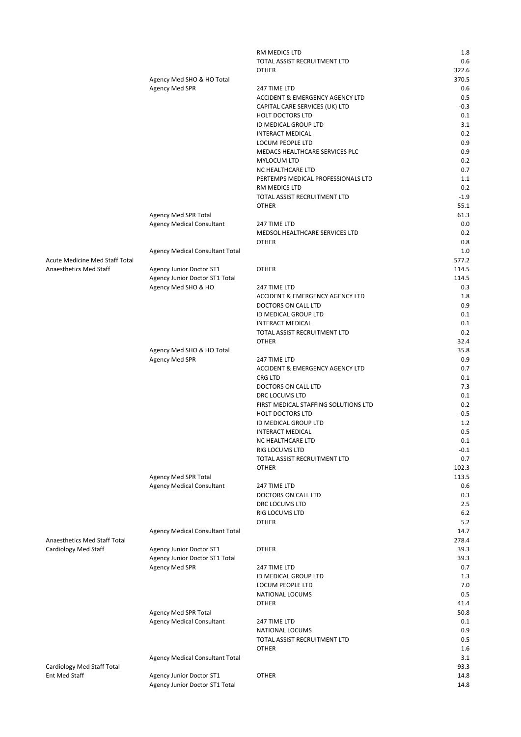| | | | |
|---|---|---|---|
| | | RM MEDICS LTD | 1.8 |
| | | TOTAL ASSIST RECRUITMENT LTD | 0.6 |
| | | OTHER | 322.6 |
| | Agency Med SHO & HO Total | | 370.5 |
| | Agency Med SPR | 247 TIME LTD | 0.6 |
| | | ACCIDENT & EMERGENCY AGENCY LTD | 0.5 |
| | | CAPITAL CARE SERVICES (UK) LTD | -0.3 |
| | | HOLT DOCTORS LTD | 0.1 |
| | | ID MEDICAL GROUP LTD | 3.1 |
| | | INTERACT MEDICAL | 0.2 |
| | | LOCUM PEOPLE LTD | 0.9 |
| | | MEDACS HEALTHCARE SERVICES PLC | 0.9 |
| | | MYLOCUM LTD | 0.2 |
| | | NC HEALTHCARE LTD | 0.7 |
| | | PERTEMPS MEDICAL PROFESSIONALS LTD | 1.1 |
| | | RM MEDICS LTD | 0.2 |
| | | TOTAL ASSIST RECRUITMENT LTD | -1.9 |
| | | OTHER | 55.1 |
| | Agency Med SPR Total | | 61.3 |
| | Agency Medical Consultant | 247 TIME LTD | 0.0 |
| | | MEDSOL HEALTHCARE SERVICES LTD | 0.2 |
| | | OTHER | 0.8 |
| | Agency Medical Consultant Total | | 1.0 |
| Acute Medicine Med Staff Total | | | 577.2 |
| Anaesthetics Med Staff | Agency Junior Doctor ST1 | OTHER | 114.5 |
| | Agency Junior Doctor ST1 Total | | 114.5 |
| | Agency Med SHO & HO | 247 TIME LTD | 0.3 |
| | | ACCIDENT & EMERGENCY AGENCY LTD | 1.8 |
| | | DOCTORS ON CALL LTD | 0.9 |
| | | ID MEDICAL GROUP LTD | 0.1 |
| | | INTERACT MEDICAL | 0.1 |
| | | TOTAL ASSIST RECRUITMENT LTD | 0.2 |
| | | OTHER | 32.4 |
| | Agency Med SHO & HO Total | | 35.8 |
| | Agency Med SPR | 247 TIME LTD | 0.9 |
| | | ACCIDENT & EMERGENCY AGENCY LTD | 0.7 |
| | | CRG LTD | 0.1 |
| | | DOCTORS ON CALL LTD | 7.3 |
| | | DRC LOCUMS LTD | 0.1 |
| | | FIRST MEDICAL STAFFING SOLUTIONS LTD | 0.2 |
| | | HOLT DOCTORS LTD | -0.5 |
| | | ID MEDICAL GROUP LTD | 1.2 |
| | | INTERACT MEDICAL | 0.5 |
| | | NC HEALTHCARE LTD | 0.1 |
| | | RIG LOCUMS LTD | -0.1 |
| | | TOTAL ASSIST RECRUITMENT LTD | 0.7 |
| | | OTHER | 102.3 |
| | Agency Med SPR Total | | 113.5 |
| | Agency Medical Consultant | 247 TIME LTD | 0.6 |
| | | DOCTORS ON CALL LTD | 0.3 |
| | | DRC LOCUMS LTD | 2.5 |
| | | RIG LOCUMS LTD | 6.2 |
| | | OTHER | 5.2 |
| | Agency Medical Consultant Total | | 14.7 |
| Anaesthetics Med Staff Total | | | 278.4 |
| Cardiology Med Staff | Agency Junior Doctor ST1 | OTHER | 39.3 |
| | Agency Junior Doctor ST1 Total | | 39.3 |
| | Agency Med SPR | 247 TIME LTD | 0.7 |
| | | ID MEDICAL GROUP LTD | 1.3 |
| | | LOCUM PEOPLE LTD | 7.0 |
| | | NATIONAL LOCUMS | 0.5 |
| | | OTHER | 41.4 |
| | Agency Med SPR Total | | 50.8 |
| | Agency Medical Consultant | 247 TIME LTD | 0.1 |
| | | NATIONAL LOCUMS | 0.9 |
| | | TOTAL ASSIST RECRUITMENT LTD | 0.5 |
| | | OTHER | 1.6 |
| | Agency Medical Consultant Total | | 3.1 |
| Cardiology Med Staff Total | | | 93.3 |
| Ent Med Staff | Agency Junior Doctor ST1 | OTHER | 14.8 |
| | Agency Junior Doctor ST1 Total | | 14.8 |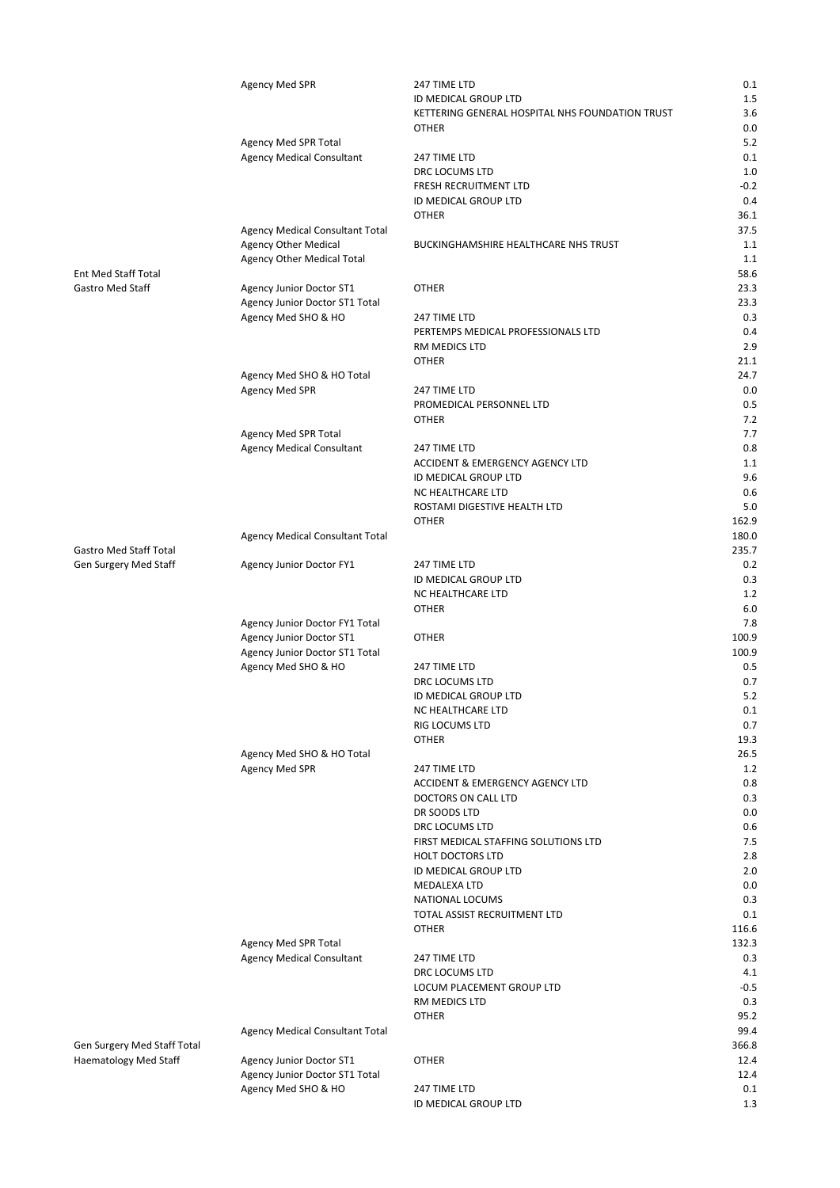| | | | |
|---|---|---|---|
| | Agency Med SPR | 247 TIME LTD | 0.1 |
| | | ID MEDICAL GROUP LTD | 1.5 |
| | | KETTERING GENERAL HOSPITAL NHS FOUNDATION TRUST | 3.6 |
| | | OTHER | 0.0 |
| | Agency Med SPR Total | | 5.2 |
| | Agency Medical Consultant | 247 TIME LTD | 0.1 |
| | | DRC LOCUMS LTD | 1.0 |
| | | FRESH RECRUITMENT LTD | -0.2 |
| | | ID MEDICAL GROUP LTD | 0.4 |
| | | OTHER | 36.1 |
| | Agency Medical Consultant Total | | 37.5 |
| | Agency Other Medical | BUCKINGHAMSHIRE HEALTHCARE NHS TRUST | 1.1 |
| | Agency Other Medical Total | | 1.1 |
| Ent Med Staff Total | | | 58.6 |
| Gastro Med Staff | Agency Junior Doctor ST1 | OTHER | 23.3 |
| | Agency Junior Doctor ST1 Total | | 23.3 |
| | Agency Med SHO & HO | 247 TIME LTD | 0.3 |
| | | PERTEMPS MEDICAL PROFESSIONALS LTD | 0.4 |
| | | RM MEDICS LTD | 2.9 |
| | | OTHER | 21.1 |
| | Agency Med SHO & HO Total | | 24.7 |
| | Agency Med SPR | 247 TIME LTD | 0.0 |
| | | PROMEDICAL PERSONNEL LTD | 0.5 |
| | | OTHER | 7.2 |
| | Agency Med SPR Total | | 7.7 |
| | Agency Medical Consultant | 247 TIME LTD | 0.8 |
| | | ACCIDENT & EMERGENCY AGENCY LTD | 1.1 |
| | | ID MEDICAL GROUP LTD | 9.6 |
| | | NC HEALTHCARE LTD | 0.6 |
| | | ROSTAMI DIGESTIVE HEALTH LTD | 5.0 |
| | | OTHER | 162.9 |
| | Agency Medical Consultant Total | | 180.0 |
| Gastro Med Staff Total | | | 235.7 |
| Gen Surgery Med Staff | Agency Junior Doctor FY1 | 247 TIME LTD | 0.2 |
| | | ID MEDICAL GROUP LTD | 0.3 |
| | | NC HEALTHCARE LTD | 1.2 |
| | | OTHER | 6.0 |
| | Agency Junior Doctor FY1 Total | | 7.8 |
| | Agency Junior Doctor ST1 | OTHER | 100.9 |
| | Agency Junior Doctor ST1 Total | | 100.9 |
| | Agency Med SHO & HO | 247 TIME LTD | 0.5 |
| | | DRC LOCUMS LTD | 0.7 |
| | | ID MEDICAL GROUP LTD | 5.2 |
| | | NC HEALTHCARE LTD | 0.1 |
| | | RIG LOCUMS LTD | 0.7 |
| | | OTHER | 19.3 |
| | Agency Med SHO & HO Total | | 26.5 |
| | Agency Med SPR | 247 TIME LTD | 1.2 |
| | | ACCIDENT & EMERGENCY AGENCY LTD | 0.8 |
| | | DOCTORS ON CALL LTD | 0.3 |
| | | DR SOODS LTD | 0.0 |
| | | DRC LOCUMS LTD | 0.6 |
| | | FIRST MEDICAL STAFFING SOLUTIONS LTD | 7.5 |
| | | HOLT DOCTORS LTD | 2.8 |
| | | ID MEDICAL GROUP LTD | 2.0 |
| | | MEDALEXA LTD | 0.0 |
| | | NATIONAL LOCUMS | 0.3 |
| | | TOTAL ASSIST RECRUITMENT LTD | 0.1 |
| | | OTHER | 116.6 |
| | Agency Med SPR Total | | 132.3 |
| | Agency Medical Consultant | 247 TIME LTD | 0.3 |
| | | DRC LOCUMS LTD | 4.1 |
| | | LOCUM PLACEMENT GROUP LTD | -0.5 |
| | | RM MEDICS LTD | 0.3 |
| | | OTHER | 95.2 |
| | Agency Medical Consultant Total | | 99.4 |
| Gen Surgery Med Staff Total | | | 366.8 |
| Haematology Med Staff | Agency Junior Doctor ST1 | OTHER | 12.4 |
| | Agency Junior Doctor ST1 Total | | 12.4 |
| | Agency Med SHO & HO | 247 TIME LTD | 0.1 |
| | | ID MEDICAL GROUP LTD | 1.3 |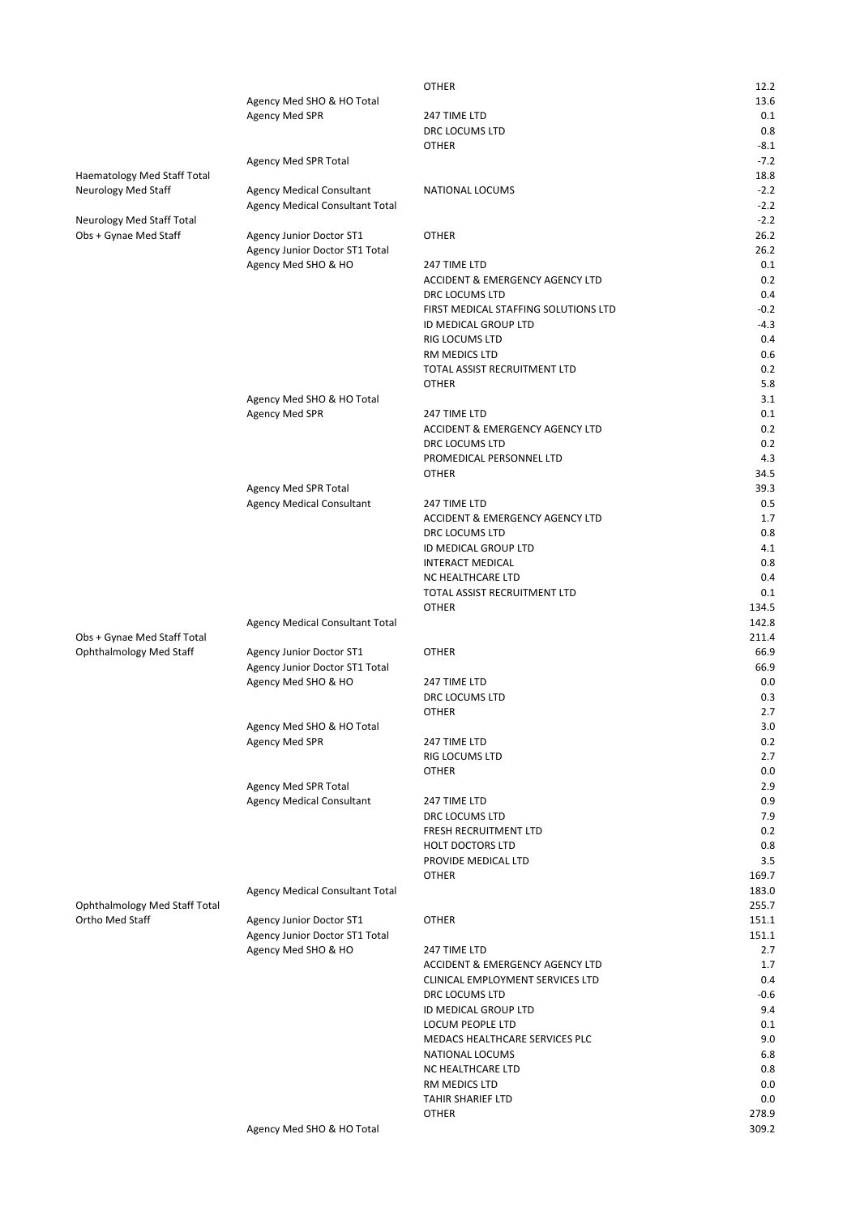| | | | |
|---|---|---|---|
| | | OTHER | 12.2 |
| | Agency Med SHO & HO Total | | 13.6 |
| | Agency Med SPR | 247 TIME LTD | 0.1 |
| | | DRC LOCUMS LTD | 0.8 |
| | | OTHER | -8.1 |
| | Agency Med SPR Total | | -7.2 |
| Haematology Med Staff Total | | | 18.8 |
| Neurology Med Staff | Agency Medical Consultant | NATIONAL LOCUMS | -2.2 |
| | Agency Medical Consultant Total | | -2.2 |
| Neurology Med Staff Total | | | -2.2 |
| Obs + Gynae Med Staff | Agency Junior Doctor ST1 | OTHER | 26.2 |
| | Agency Junior Doctor ST1 Total | | 26.2 |
| | Agency Med SHO & HO | 247 TIME LTD | 0.1 |
| | | ACCIDENT & EMERGENCY AGENCY LTD | 0.2 |
| | | DRC LOCUMS LTD | 0.4 |
| | | FIRST MEDICAL STAFFING SOLUTIONS LTD | -0.2 |
| | | ID MEDICAL GROUP LTD | -4.3 |
| | | RIG LOCUMS LTD | 0.4 |
| | | RM MEDICS LTD | 0.6 |
| | | TOTAL ASSIST RECRUITMENT LTD | 0.2 |
| | | OTHER | 5.8 |
| | Agency Med SHO & HO Total | | 3.1 |
| | Agency Med SPR | 247 TIME LTD | 0.1 |
| | | ACCIDENT & EMERGENCY AGENCY LTD | 0.2 |
| | | DRC LOCUMS LTD | 0.2 |
| | | PROMEDICAL PERSONNEL LTD | 4.3 |
| | | OTHER | 34.5 |
| | Agency Med SPR Total | | 39.3 |
| | Agency Medical Consultant | 247 TIME LTD | 0.5 |
| | | ACCIDENT & EMERGENCY AGENCY LTD | 1.7 |
| | | DRC LOCUMS LTD | 0.8 |
| | | ID MEDICAL GROUP LTD | 4.1 |
| | | INTERACT MEDICAL | 0.8 |
| | | NC HEALTHCARE LTD | 0.4 |
| | | TOTAL ASSIST RECRUITMENT LTD | 0.1 |
| | | OTHER | 134.5 |
| | Agency Medical Consultant Total | | 142.8 |
| Obs + Gynae Med Staff Total | | | 211.4 |
| Ophthalmology Med Staff | Agency Junior Doctor ST1 | OTHER | 66.9 |
| | Agency Junior Doctor ST1 Total | | 66.9 |
| | Agency Med SHO & HO | 247 TIME LTD | 0.0 |
| | | DRC LOCUMS LTD | 0.3 |
| | | OTHER | 2.7 |
| | Agency Med SHO & HO Total | | 3.0 |
| | Agency Med SPR | 247 TIME LTD | 0.2 |
| | | RIG LOCUMS LTD | 2.7 |
| | | OTHER | 0.0 |
| | Agency Med SPR Total | | 2.9 |
| | Agency Medical Consultant | 247 TIME LTD | 0.9 |
| | | DRC LOCUMS LTD | 7.9 |
| | | FRESH RECRUITMENT LTD | 0.2 |
| | | HOLT DOCTORS LTD | 0.8 |
| | | PROVIDE MEDICAL LTD | 3.5 |
| | | OTHER | 169.7 |
| | Agency Medical Consultant Total | | 183.0 |
| Ophthalmology Med Staff Total | | | 255.7 |
| Ortho Med Staff | Agency Junior Doctor ST1 | OTHER | 151.1 |
| | Agency Junior Doctor ST1 Total | | 151.1 |
| | Agency Med SHO & HO | 247 TIME LTD | 2.7 |
| | | ACCIDENT & EMERGENCY AGENCY LTD | 1.7 |
| | | CLINICAL EMPLOYMENT SERVICES LTD | 0.4 |
| | | DRC LOCUMS LTD | -0.6 |
| | | ID MEDICAL GROUP LTD | 9.4 |
| | | LOCUM PEOPLE LTD | 0.1 |
| | | MEDACS HEALTHCARE SERVICES PLC | 9.0 |
| | | NATIONAL LOCUMS | 6.8 |
| | | NC HEALTHCARE LTD | 0.8 |
| | | RM MEDICS LTD | 0.0 |
| | | TAHIR SHARIEF LTD | 0.0 |
| | | OTHER | 278.9 |
| | Agency Med SHO & HO Total | | 309.2 |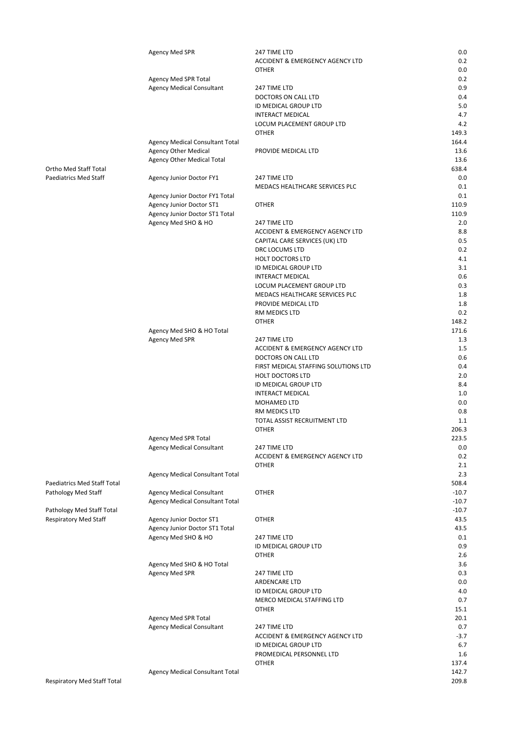| | | | |
|---|---|---|---|
| | Agency Med SPR | 247 TIME LTD | 0.0 |
| | | ACCIDENT & EMERGENCY AGENCY LTD | 0.2 |
| | | OTHER | 0.0 |
| | Agency Med SPR Total | | 0.2 |
| | Agency Medical Consultant | 247 TIME LTD | 0.9 |
| | | DOCTORS ON CALL LTD | 0.4 |
| | | ID MEDICAL GROUP LTD | 5.0 |
| | | INTERACT MEDICAL | 4.7 |
| | | LOCUM PLACEMENT GROUP LTD | 4.2 |
| | | OTHER | 149.3 |
| | Agency Medical Consultant Total | | 164.4 |
| | Agency Other Medical | PROVIDE MEDICAL LTD | 13.6 |
| | Agency Other Medical Total | | 13.6 |
| Ortho Med Staff Total | | | 638.4 |
| Paediatrics Med Staff | Agency Junior Doctor FY1 | 247 TIME LTD | 0.0 |
| | | MEDACS HEALTHCARE SERVICES PLC | 0.1 |
| | Agency Junior Doctor FY1 Total | | 0.1 |
| | Agency Junior Doctor ST1 | OTHER | 110.9 |
| | Agency Junior Doctor ST1 Total | | 110.9 |
| | Agency Med SHO & HO | 247 TIME LTD | 2.0 |
| | | ACCIDENT & EMERGENCY AGENCY LTD | 8.8 |
| | | CAPITAL CARE SERVICES (UK) LTD | 0.5 |
| | | DRC LOCUMS LTD | 0.2 |
| | | HOLT DOCTORS LTD | 4.1 |
| | | ID MEDICAL GROUP LTD | 3.1 |
| | | INTERACT MEDICAL | 0.6 |
| | | LOCUM PLACEMENT GROUP LTD | 0.3 |
| | | MEDACS HEALTHCARE SERVICES PLC | 1.8 |
| | | PROVIDE MEDICAL LTD | 1.8 |
| | | RM MEDICS LTD | 0.2 |
| | | OTHER | 148.2 |
| | Agency Med SHO & HO Total | | 171.6 |
| | Agency Med SPR | 247 TIME LTD | 1.3 |
| | | ACCIDENT & EMERGENCY AGENCY LTD | 1.5 |
| | | DOCTORS ON CALL LTD | 0.6 |
| | | FIRST MEDICAL STAFFING SOLUTIONS LTD | 0.4 |
| | | HOLT DOCTORS LTD | 2.0 |
| | | ID MEDICAL GROUP LTD | 8.4 |
| | | INTERACT MEDICAL | 1.0 |
| | | MOHAMED LTD | 0.0 |
| | | RM MEDICS LTD | 0.8 |
| | | TOTAL ASSIST RECRUITMENT LTD | 1.1 |
| | | OTHER | 206.3 |
| | Agency Med SPR Total | | 223.5 |
| | Agency Medical Consultant | 247 TIME LTD | 0.0 |
| | | ACCIDENT & EMERGENCY AGENCY LTD | 0.2 |
| | | OTHER | 2.1 |
| | Agency Medical Consultant Total | | 2.3 |
| Paediatrics Med Staff Total | | | 508.4 |
| Pathology Med Staff | Agency Medical Consultant | OTHER | -10.7 |
| | Agency Medical Consultant Total | | -10.7 |
| Pathology Med Staff Total | | | -10.7 |
| Respiratory Med Staff | Agency Junior Doctor ST1 | OTHER | 43.5 |
| | Agency Junior Doctor ST1 Total | | 43.5 |
| | Agency Med SHO & HO | 247 TIME LTD | 0.1 |
| | | ID MEDICAL GROUP LTD | 0.9 |
| | | OTHER | 2.6 |
| | Agency Med SHO & HO Total | | 3.6 |
| | Agency Med SPR | 247 TIME LTD | 0.3 |
| | | ARDENCARE LTD | 0.0 |
| | | ID MEDICAL GROUP LTD | 4.0 |
| | | MERCO MEDICAL STAFFING LTD | 0.7 |
| | | OTHER | 15.1 |
| | Agency Med SPR Total | | 20.1 |
| | Agency Medical Consultant | 247 TIME LTD | 0.7 |
| | | ACCIDENT & EMERGENCY AGENCY LTD | -3.7 |
| | | ID MEDICAL GROUP LTD | 6.7 |
| | | PROMEDICAL PERSONNEL LTD | 1.6 |
| | | OTHER | 137.4 |
| | Agency Medical Consultant Total | | 142.7 |
| Respiratory Med Staff Total | | | 209.8 |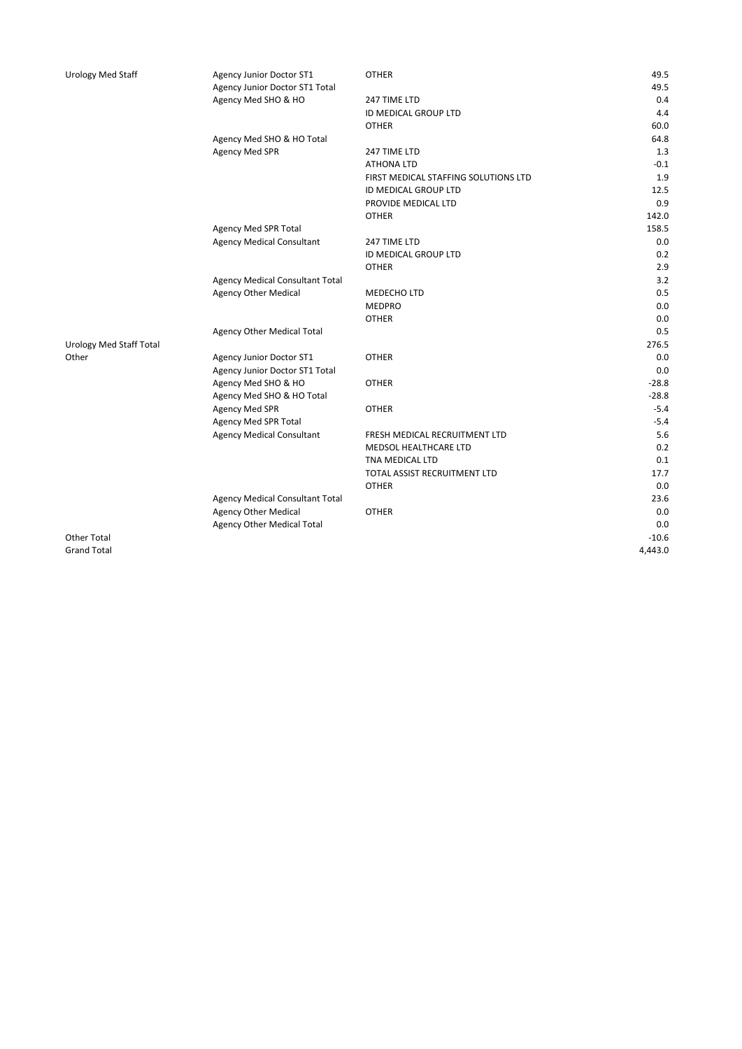| | | | |
|---|---|---|---|
| Urology Med Staff | Agency Junior Doctor ST1 | OTHER | 49.5 |
| | Agency Junior Doctor ST1 Total | | 49.5 |
| | Agency Med SHO & HO | 247 TIME LTD | 0.4 |
| | | ID MEDICAL GROUP LTD | 4.4 |
| | | OTHER | 60.0 |
| | Agency Med SHO & HO Total | | 64.8 |
| | Agency Med SPR | 247 TIME LTD | 1.3 |
| | | ATHONA LTD | -0.1 |
| | | FIRST MEDICAL STAFFING SOLUTIONS LTD | 1.9 |
| | | ID MEDICAL GROUP LTD | 12.5 |
| | | PROVIDE MEDICAL LTD | 0.9 |
| | | OTHER | 142.0 |
| | Agency Med SPR Total | | 158.5 |
| | Agency Medical Consultant | 247 TIME LTD | 0.0 |
| | | ID MEDICAL GROUP LTD | 0.2 |
| | | OTHER | 2.9 |
| | Agency Medical Consultant Total | | 3.2 |
| | Agency Other Medical | MEDECHO LTD | 0.5 |
| | | MEDPRO | 0.0 |
| | | OTHER | 0.0 |
| | Agency Other Medical Total | | 0.5 |
| Urology Med Staff Total | | | 276.5 |
| Other | Agency Junior Doctor ST1 | OTHER | 0.0 |
| | Agency Junior Doctor ST1 Total | | 0.0 |
| | Agency Med SHO & HO | OTHER | -28.8 |
| | Agency Med SHO & HO Total | | -28.8 |
| | Agency Med SPR | OTHER | -5.4 |
| | Agency Med SPR Total | | -5.4 |
| | Agency Medical Consultant | FRESH MEDICAL RECRUITMENT LTD | 5.6 |
| | | MEDSOL HEALTHCARE LTD | 0.2 |
| | | TNA MEDICAL LTD | 0.1 |
| | | TOTAL ASSIST RECRUITMENT LTD | 17.7 |
| | | OTHER | 0.0 |
| | Agency Medical Consultant Total | | 23.6 |
| | Agency Other Medical | OTHER | 0.0 |
| | Agency Other Medical Total | | 0.0 |
| Other Total | | | -10.6 |
| Grand Total | | | 4,443.0 |